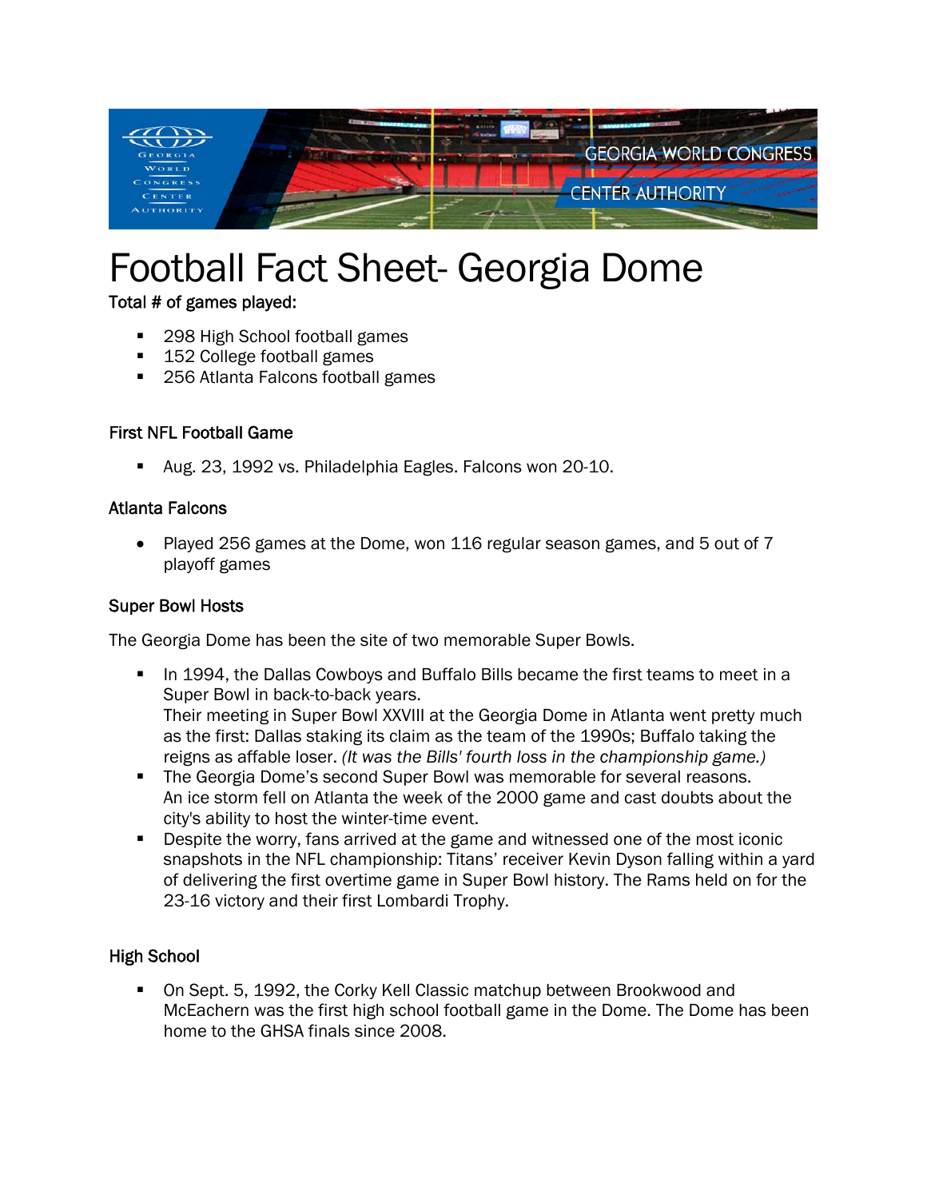# Football Fact Sheet- Georgia Dome

**Total # of games played:**

- 298 High School football games
- 152 College football games
- 256 Atlanta Falcons football games

### First NFL Football Game

- Aug. 23, 1992 vs. Philadelphia Eagles. Falcons won 20-10.

### Atlanta Falcons

- Played 256 games at the Dome, won 116 regular season games, and 5 out of 7 playoff games

### Super Bowl Hosts

The Georgia Dome has been the site of two memorable Super Bowls.

- In 1994, the Dallas Cowboys and Buffalo Bills became the first teams to meet in a Super Bowl in back-to-back years.
  Their meeting in Super Bowl XXVIII at the Georgia Dome in Atlanta went pretty much as the first: Dallas staking its claim as the team of the 1990s; Buffalo taking the reigns as affable loser. *(It was the Bills' fourth loss in the championship game.)*
- The Georgia Dome's second Super Bowl was memorable for several reasons. An ice storm fell on Atlanta the week of the 2000 game and cast doubts about the city's ability to host the winter-time event.
- Despite the worry, fans arrived at the game and witnessed one of the most iconic snapshots in the NFL championship: Titans' receiver Kevin Dyson falling within a yard of delivering the first overtime game in Super Bowl history. The Rams held on for the 23-16 victory and their first Lombardi Trophy.

### High School

- On Sept. 5, 1992, the Corky Kell Classic matchup between Brookwood and McEachern was the first high school football game in the Dome. The Dome has been home to the GHSA finals since 2008.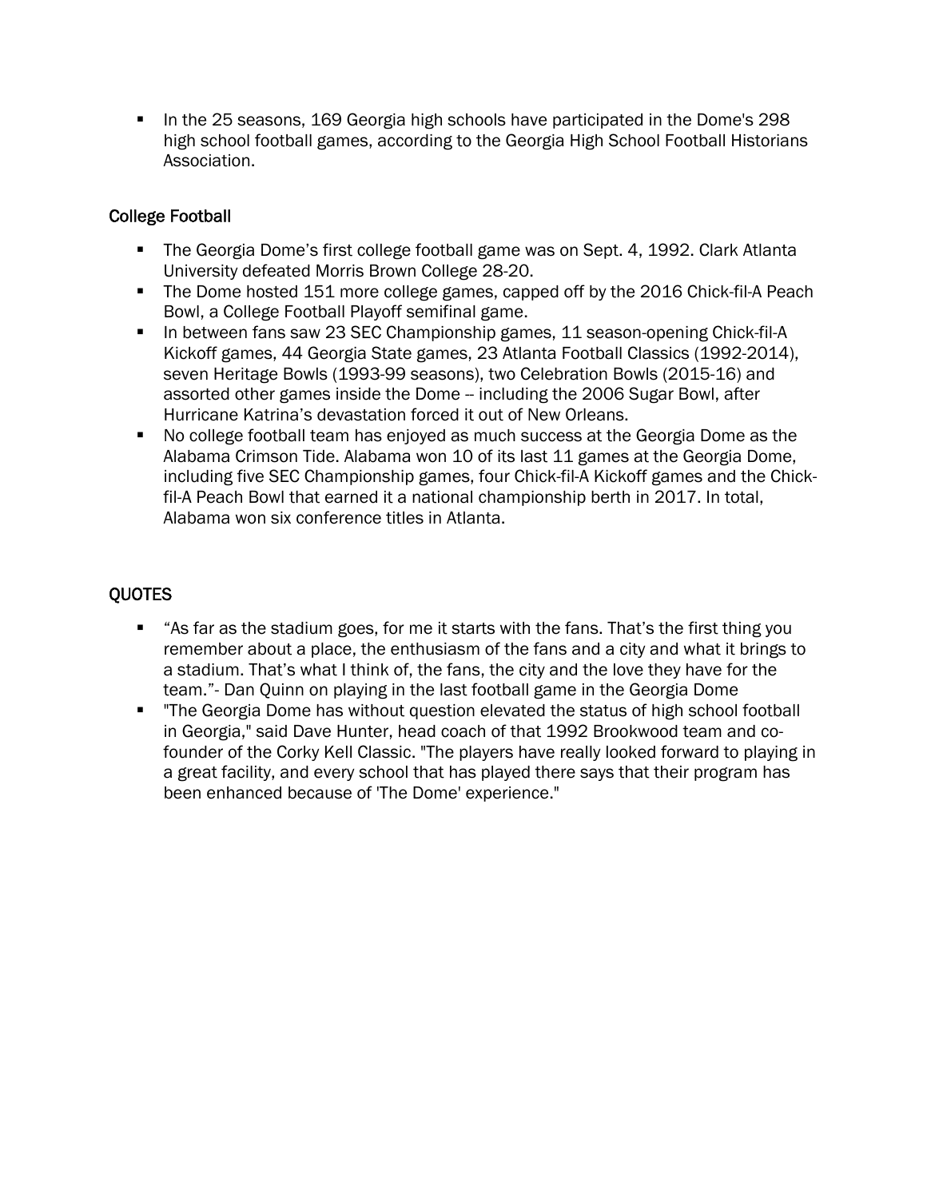- In the 25 seasons, 169 Georgia high schools have participated in the Dome's 298 high school football games, according to the Georgia High School Football Historians Association.

## College Football

- The Georgia Dome's first college football game was on Sept. 4, 1992. Clark Atlanta University defeated Morris Brown College 28-20.
- The Dome hosted 151 more college games, capped off by the 2016 Chick-fil-A Peach Bowl, a College Football Playoff semifinal game.
- In between fans saw 23 SEC Championship games, 11 season-opening Chick-fil-A Kickoff games, 44 Georgia State games, 23 Atlanta Football Classics (1992-2014), seven Heritage Bowls (1993-99 seasons), two Celebration Bowls (2015-16) and assorted other games inside the Dome -- including the 2006 Sugar Bowl, after Hurricane Katrina's devastation forced it out of New Orleans.
- No college football team has enjoyed as much success at the Georgia Dome as the Alabama Crimson Tide. Alabama won 10 of its last 11 games at the Georgia Dome, including five SEC Championship games, four Chick-fil-A Kickoff games and the Chick-fil-A Peach Bowl that earned it a national championship berth in 2017. In total, Alabama won six conference titles in Atlanta.

## QUOTES

- "As far as the stadium goes, for me it starts with the fans. That's the first thing you remember about a place, the enthusiasm of the fans and a city and what it brings to a stadium. That's what I think of, the fans, the city and the love they have for the team."- Dan Quinn on playing in the last football game in the Georgia Dome
- "The Georgia Dome has without question elevated the status of high school football in Georgia," said Dave Hunter, head coach of that 1992 Brookwood team and co-founder of the Corky Kell Classic. "The players have really looked forward to playing in a great facility, and every school that has played there says that their program has been enhanced because of 'The Dome' experience."